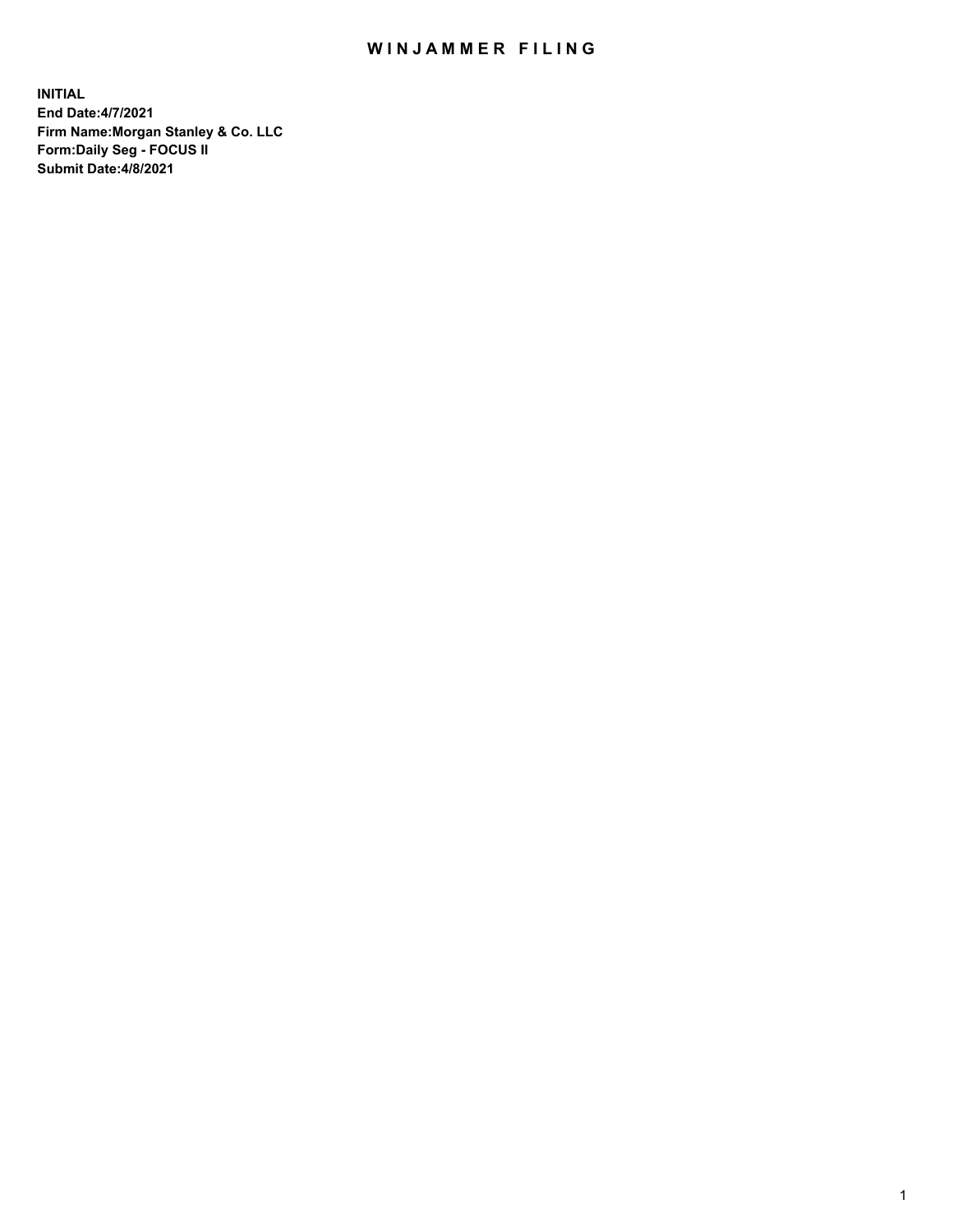# WINJAMMER FILING

**INITIAL**
**End Date:4/7/2021**
**Firm Name:Morgan Stanley & Co. LLC**
**Form:Daily Seg - FOCUS II**
**Submit Date:4/8/2021**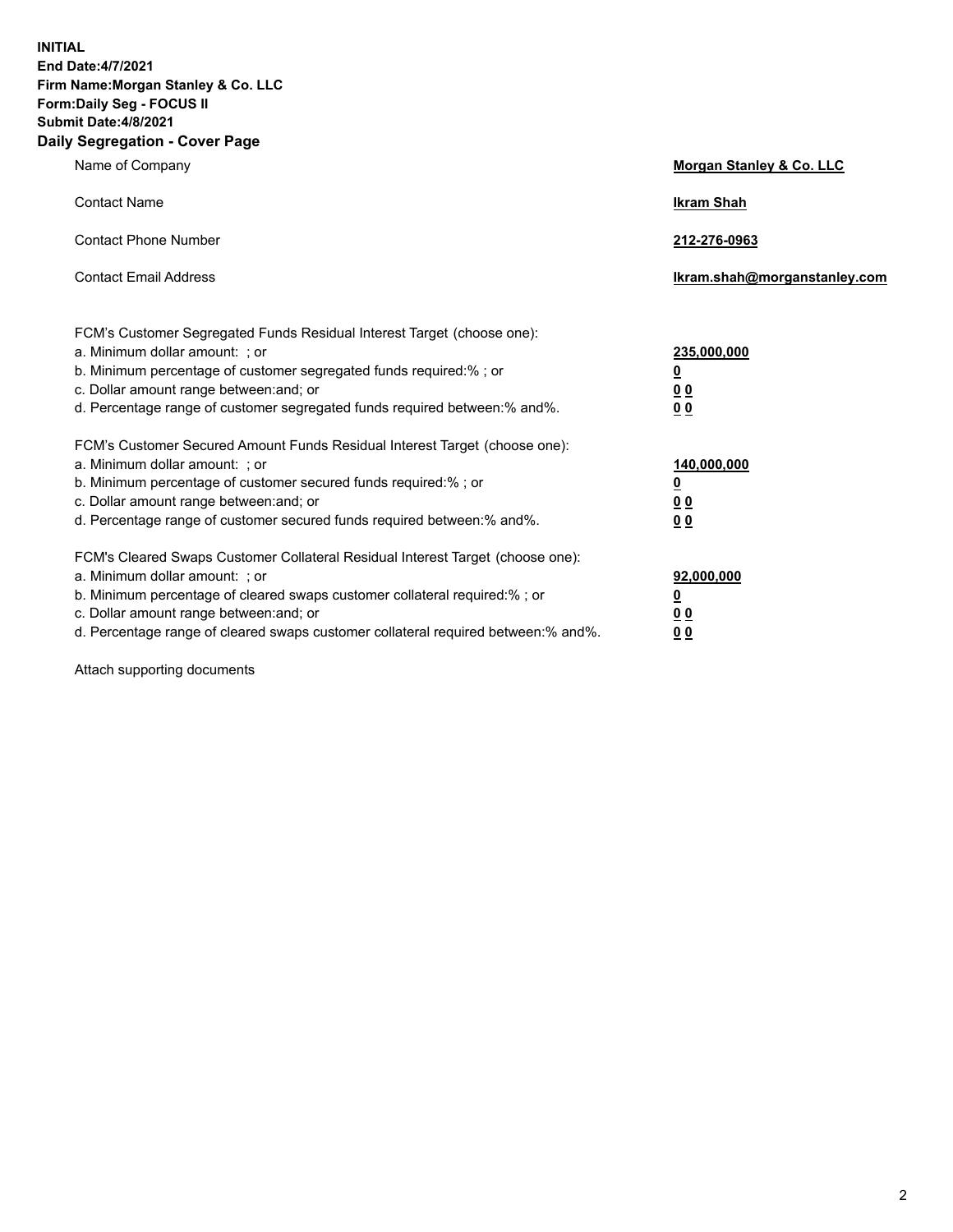**INITIAL**
**End Date:4/7/2021**
**Firm Name:Morgan Stanley & Co. LLC**
**Form:Daily Seg - FOCUS II**
**Submit Date:4/8/2021**

**Daily Segregation - Cover Page**

| | |
|---|---|
| Name of Company | **Morgan Stanley & Co. LLC** |
| Contact Name | **Ikram Shah** |
| Contact Phone Number | **212-276-0963** |
| Contact Email Address | **Ikram.shah@morganstanley.com** |

FCM's Customer Segregated Funds Residual Interest Target (choose one):

| | |
|---|---|
| a. Minimum dollar amount: ; or | **235,000,000** |
| b. Minimum percentage of customer segregated funds required:% ; or | **0** |
| c. Dollar amount range between:and; or | **0 0** |
| d. Percentage range of customer segregated funds required between:% and%. | **0 0** |

FCM's Customer Secured Amount Funds Residual Interest Target (choose one):

| | |
|---|---|
| a. Minimum dollar amount: ; or | **140,000,000** |
| b. Minimum percentage of customer secured funds required:% ; or | **0** |
| c. Dollar amount range between:and; or | **0 0** |
| d. Percentage range of customer secured funds required between:% and%. | **0 0** |

FCM's Cleared Swaps Customer Collateral Residual Interest Target (choose one):

| | |
|---|---|
| a. Minimum dollar amount: ; or | **92,000,000** |
| b. Minimum percentage of cleared swaps customer collateral required:% ; or | **0** |
| c. Dollar amount range between:and; or | **0 0** |
| d. Percentage range of cleared swaps customer collateral required between:% and%. | **0 0** |

Attach supporting documents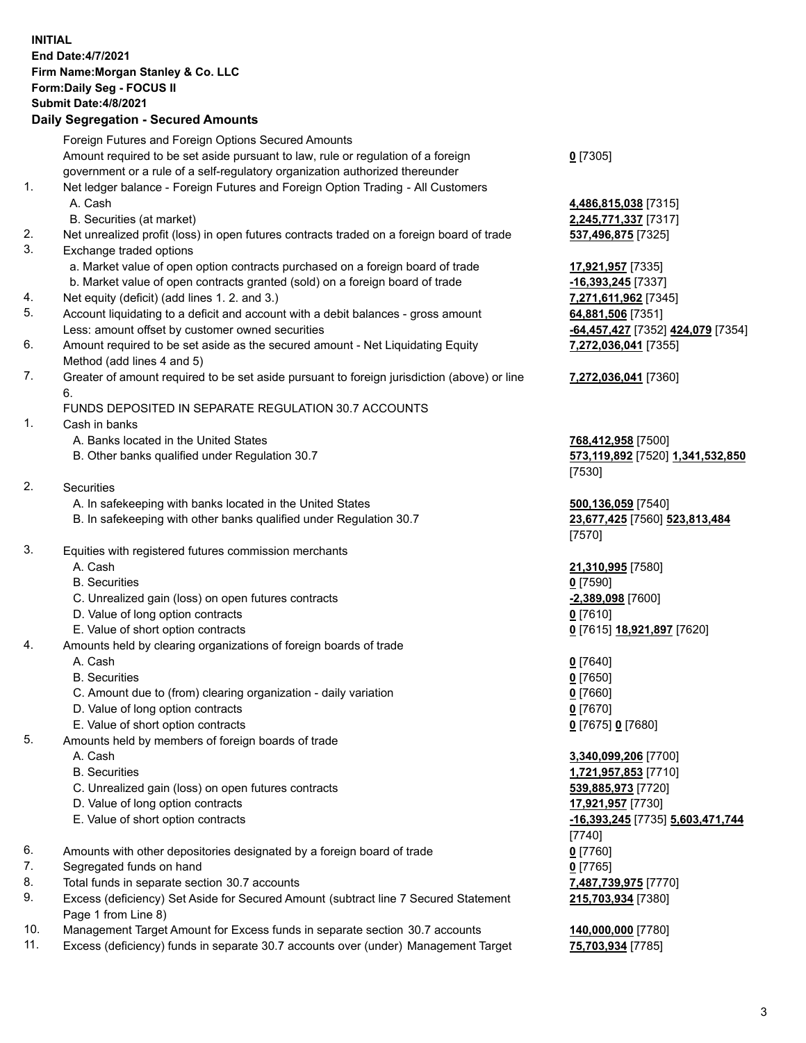**INITIAL**
**End Date:4/7/2021**
**Firm Name:Morgan Stanley & Co. LLC**
**Form:Daily Seg - FOCUS II**
**Submit Date:4/8/2021**

## Daily Segregation - Secured Amounts

| | | |
|---|---|---|
| | Foreign Futures and Foreign Options Secured Amounts | |
| | Amount required to be set aside pursuant to law, rule or regulation of a foreign government or a rule of a self-regulatory organization authorized thereunder | **0** [7305] |
| 1. | Net ledger balance - Foreign Futures and Foreign Option Trading - All Customers | |
| | A. Cash | **4,486,815,038** [7315] |
| | B. Securities (at market) | **2,245,771,337** [7317] |
| 2. | Net unrealized profit (loss) in open futures contracts traded on a foreign board of trade | **537,496,875** [7325] |
| 3. | Exchange traded options | |
| | a. Market value of open option contracts purchased on a foreign board of trade | **17,921,957** [7335] |
| | b. Market value of open contracts granted (sold) on a foreign board of trade | **-16,393,245** [7337] |
| 4. | Net equity (deficit) (add lines 1. 2. and 3.) | **7,271,611,962** [7345] |
| 5. | Account liquidating to a deficit and account with a debit balances - gross amount | **64,881,506** [7351] |
| | Less: amount offset by customer owned securities | **-64,457,427** [7352] **424,079** [7354] |
| 6. | Amount required to be set aside as the secured amount - Net Liquidating Equity Method (add lines 4 and 5) | **7,272,036,041** [7355] |
| 7. | Greater of amount required to be set aside pursuant to foreign jurisdiction (above) or line 6. | **7,272,036,041** [7360] |
| | FUNDS DEPOSITED IN SEPARATE REGULATION 30.7 ACCOUNTS | |
| 1. | Cash in banks | |
| | A. Banks located in the United States | **768,412,958** [7500] |
| | B. Other banks qualified under Regulation 30.7 | **573,119,892** [7520] **1,341,532,850** [7530] |
| 2. | Securities | |
| | A. In safekeeping with banks located in the United States | **500,136,059** [7540] |
| | B. In safekeeping with other banks qualified under Regulation 30.7 | **23,677,425** [7560] **523,813,484** [7570] |
| 3. | Equities with registered futures commission merchants | |
| | A. Cash | **21,310,995** [7580] |
| | B. Securities | **0** [7590] |
| | C. Unrealized gain (loss) on open futures contracts | **-2,389,098** [7600] |
| | D. Value of long option contracts | **0** [7610] |
| | E. Value of short option contracts | **0** [7615] **18,921,897** [7620] |
| 4. | Amounts held by clearing organizations of foreign boards of trade | |
| | A. Cash | **0** [7640] |
| | B. Securities | **0** [7650] |
| | C. Amount due to (from) clearing organization - daily variation | **0** [7660] |
| | D. Value of long option contracts | **0** [7670] |
| | E. Value of short option contracts | **0** [7675] **0** [7680] |
| 5. | Amounts held by members of foreign boards of trade | |
| | A. Cash | **3,340,099,206** [7700] |
| | B. Securities | **1,721,957,853** [7710] |
| | C. Unrealized gain (loss) on open futures contracts | **539,885,973** [7720] |
| | D. Value of long option contracts | **17,921,957** [7730] |
| | E. Value of short option contracts | **-16,393,245** [7735] **5,603,471,744** [7740] |
| 6. | Amounts with other depositories designated by a foreign board of trade | **0** [7760] |
| 7. | Segregated funds on hand | **0** [7765] |
| 8. | Total funds in separate section 30.7 accounts | **7,487,739,975** [7770] |
| 9. | Excess (deficiency) Set Aside for Secured Amount (subtract line 7 Secured Statement Page 1 from Line 8) | **215,703,934** [7380] |
| 10. | Management Target Amount for Excess funds in separate section 30.7 accounts | **140,000,000** [7780] |
| 11. | Excess (deficiency) funds in separate 30.7 accounts over (under) Management Target | **75,703,934** [7785] |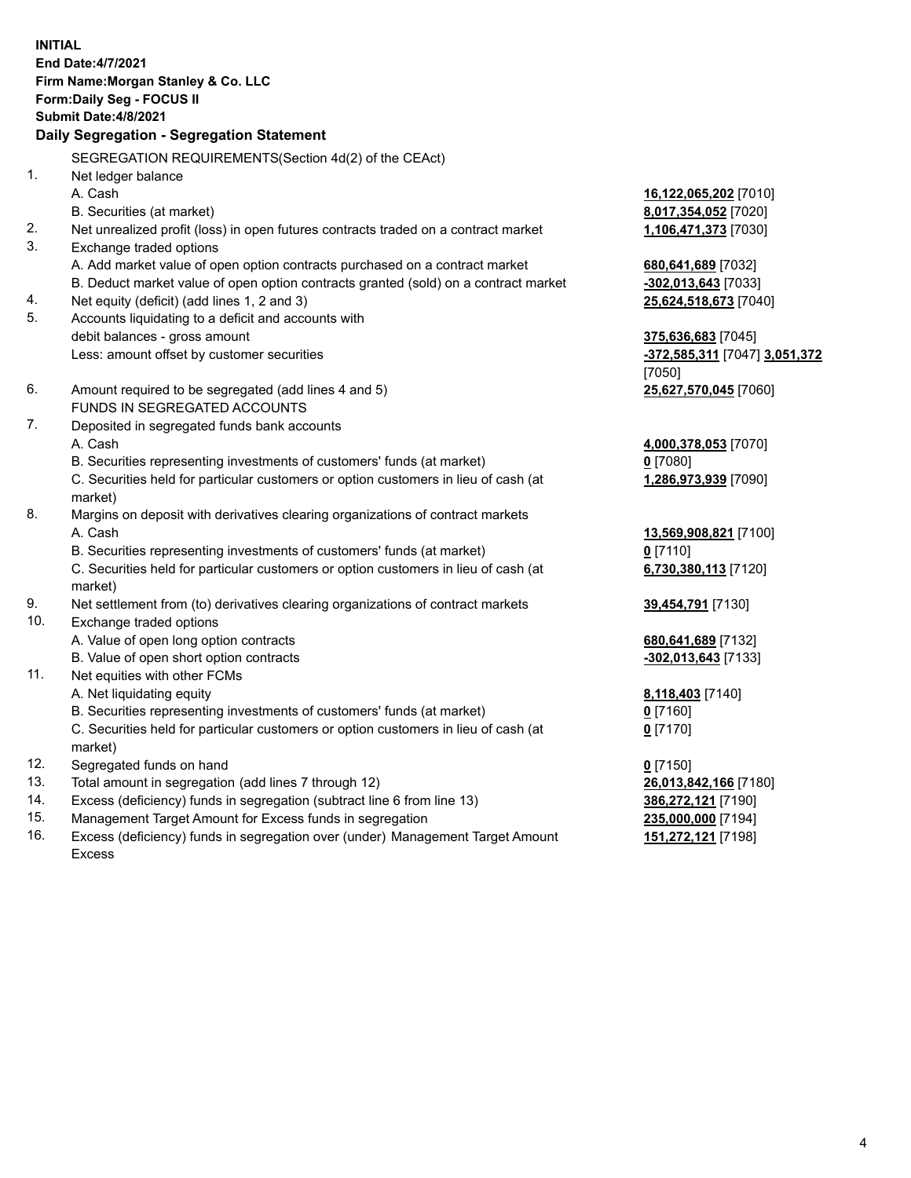**INITIAL**
**End Date:4/7/2021**
**Firm Name:Morgan Stanley & Co. LLC**
**Form:Daily Seg - FOCUS II**
**Submit Date:4/8/2021**

**Daily Segregation - Segregation Statement**

| | | |
|---|---|---|
| | SEGREGATION REQUIREMENTS(Section 4d(2) of the CEAct) | |
| 1. | Net ledger balance | |
| | A. Cash | **16,122,065,202** [7010] |
| | B. Securities (at market) | **8,017,354,052** [7020] |
| 2. | Net unrealized profit (loss) in open futures contracts traded on a contract market | **1,106,471,373** [7030] |
| 3. | Exchange traded options | |
| | A. Add market value of open option contracts purchased on a contract market | **680,641,689** [7032] |
| | B. Deduct market value of open option contracts granted (sold) on a contract market | **-302,013,643** [7033] |
| 4. | Net equity (deficit) (add lines 1, 2 and 3) | **25,624,518,673** [7040] |
| 5. | Accounts liquidating to a deficit and accounts with debit balances - gross amount | **375,636,683** [7045] |
| | Less: amount offset by customer securities | **-372,585,311** [7047] **3,051,372** [7050] |
| 6. | Amount required to be segregated (add lines 4 and 5) | **25,627,570,045** [7060] |
| | FUNDS IN SEGREGATED ACCOUNTS | |
| 7. | Deposited in segregated funds bank accounts | |
| | A. Cash | **4,000,378,053** [7070] |
| | B. Securities representing investments of customers' funds (at market) | **0** [7080] |
| | C. Securities held for particular customers or option customers in lieu of cash (at market) | **1,286,973,939** [7090] |
| 8. | Margins on deposit with derivatives clearing organizations of contract markets | |
| | A. Cash | **13,569,908,821** [7100] |
| | B. Securities representing investments of customers' funds (at market) | **0** [7110] |
| | C. Securities held for particular customers or option customers in lieu of cash (at market) | **6,730,380,113** [7120] |
| 9. | Net settlement from (to) derivatives clearing organizations of contract markets | **39,454,791** [7130] |
| 10. | Exchange traded options | |
| | A. Value of open long option contracts | **680,641,689** [7132] |
| | B. Value of open short option contracts | **-302,013,643** [7133] |
| 11. | Net equities with other FCMs | |
| | A. Net liquidating equity | **8,118,403** [7140] |
| | B. Securities representing investments of customers' funds (at market) | **0** [7160] |
| | C. Securities held for particular customers or option customers in lieu of cash (at market) | **0** [7170] |
| 12. | Segregated funds on hand | **0** [7150] |
| 13. | Total amount in segregation (add lines 7 through 12) | **26,013,842,166** [7180] |
| 14. | Excess (deficiency) funds in segregation (subtract line 6 from line 13) | **386,272,121** [7190] |
| 15. | Management Target Amount for Excess funds in segregation | **235,000,000** [7194] |
| 16. | Excess (deficiency) funds in segregation over (under) Management Target Amount Excess | **151,272,121** [7198] |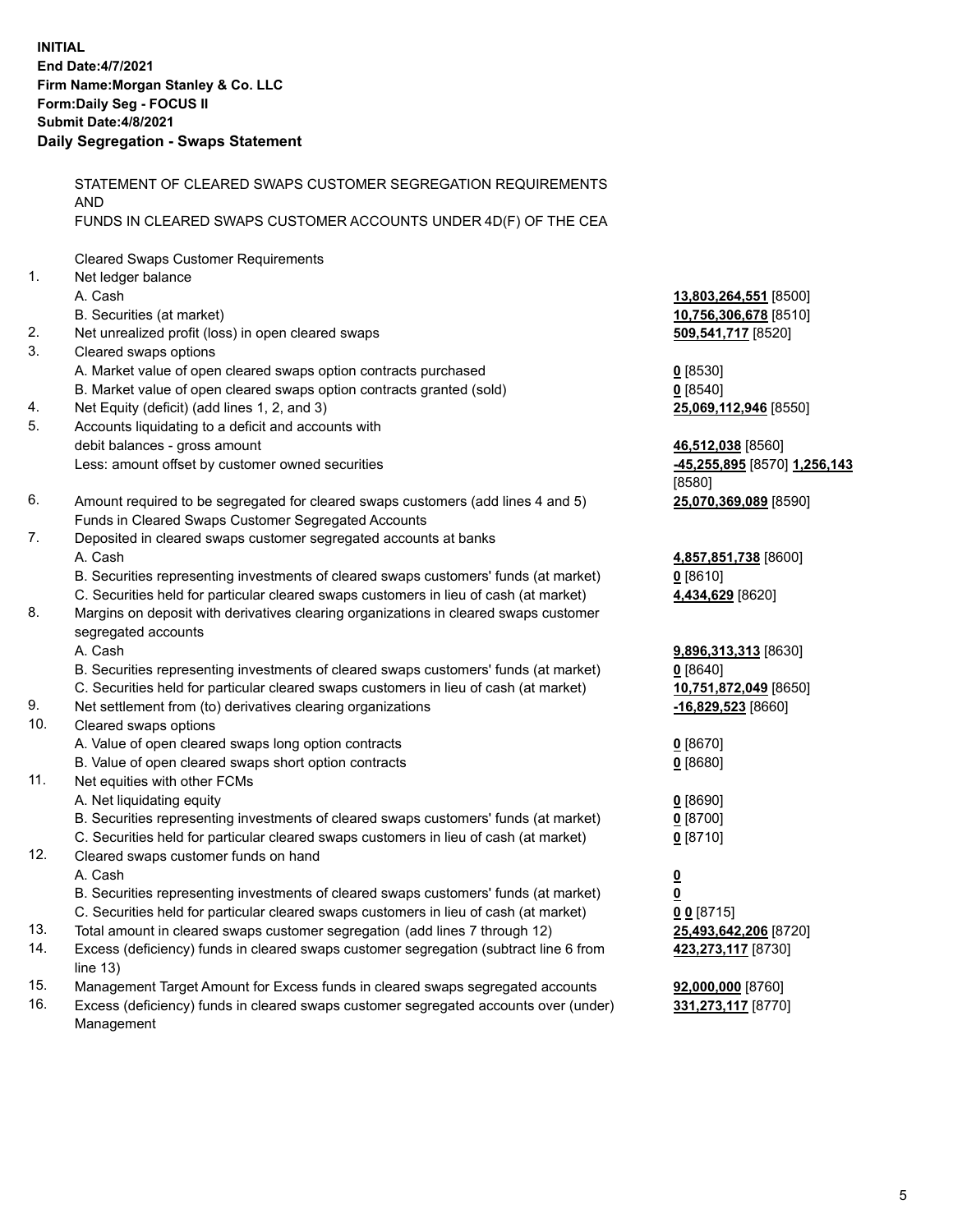**INITIAL**
**End Date:4/7/2021**
**Firm Name:Morgan Stanley & Co. LLC**
**Form:Daily Seg - FOCUS II**
**Submit Date:4/8/2021**
**Daily Segregation - Swaps Statement**

STATEMENT OF CLEARED SWAPS CUSTOMER SEGREGATION REQUIREMENTS AND
FUNDS IN CLEARED SWAPS CUSTOMER ACCOUNTS UNDER 4D(F) OF THE CEA

| | | |
|---|---|---|
| | Cleared Swaps Customer Requirements | |
| 1. | Net ledger balance | |
| | A. Cash | **13,803,264,551** [8500] |
| | B. Securities (at market) | **10,756,306,678** [8510] |
| 2. | Net unrealized profit (loss) in open cleared swaps | **509,541,717** [8520] |
| 3. | Cleared swaps options | |
| | A. Market value of open cleared swaps option contracts purchased | **0** [8530] |
| | B. Market value of open cleared swaps option contracts granted (sold) | **0** [8540] |
| 4. | Net Equity (deficit) (add lines 1, 2, and 3) | **25,069,112,946** [8550] |
| 5. | Accounts liquidating to a deficit and accounts with debit balances - gross amount | **46,512,038** [8560] |
| | Less: amount offset by customer owned securities | **-45,255,895** [8570] **1,256,143** [8580] |
| 6. | Amount required to be segregated for cleared swaps customers (add lines 4 and 5) | **25,070,369,089** [8590] |
| | Funds in Cleared Swaps Customer Segregated Accounts | |
| 7. | Deposited in cleared swaps customer segregated accounts at banks | |
| | A. Cash | **4,857,851,738** [8600] |
| | B. Securities representing investments of cleared swaps customers' funds (at market) | **0** [8610] |
| | C. Securities held for particular cleared swaps customers in lieu of cash (at market) | **4,434,629** [8620] |
| 8. | Margins on deposit with derivatives clearing organizations in cleared swaps customer segregated accounts | |
| | A. Cash | **9,896,313,313** [8630] |
| | B. Securities representing investments of cleared swaps customers' funds (at market) | **0** [8640] |
| | C. Securities held for particular cleared swaps customers in lieu of cash (at market) | **10,751,872,049** [8650] |
| 9. | Net settlement from (to) derivatives clearing organizations | **-16,829,523** [8660] |
| 10. | Cleared swaps options | |
| | A. Value of open cleared swaps long option contracts | **0** [8670] |
| | B. Value of open cleared swaps short option contracts | **0** [8680] |
| 11. | Net equities with other FCMs | |
| | A. Net liquidating equity | **0** [8690] |
| | B. Securities representing investments of cleared swaps customers' funds (at market) | **0** [8700] |
| | C. Securities held for particular cleared swaps customers in lieu of cash (at market) | **0** [8710] |
| 12. | Cleared swaps customer funds on hand | |
| | A. Cash | **0** |
| | B. Securities representing investments of cleared swaps customers' funds (at market) | **0** |
| | C. Securities held for particular cleared swaps customers in lieu of cash (at market) | **0** **0** [8715] |
| 13. | Total amount in cleared swaps customer segregation (add lines 7 through 12) | **25,493,642,206** [8720] |
| 14. | Excess (deficiency) funds in cleared swaps customer segregation (subtract line 6 from line 13) | **423,273,117** [8730] |
| 15. | Management Target Amount for Excess funds in cleared swaps segregated accounts | **92,000,000** [8760] |
| 16. | Excess (deficiency) funds in cleared swaps customer segregated accounts over (under) Management | **331,273,117** [8770] |